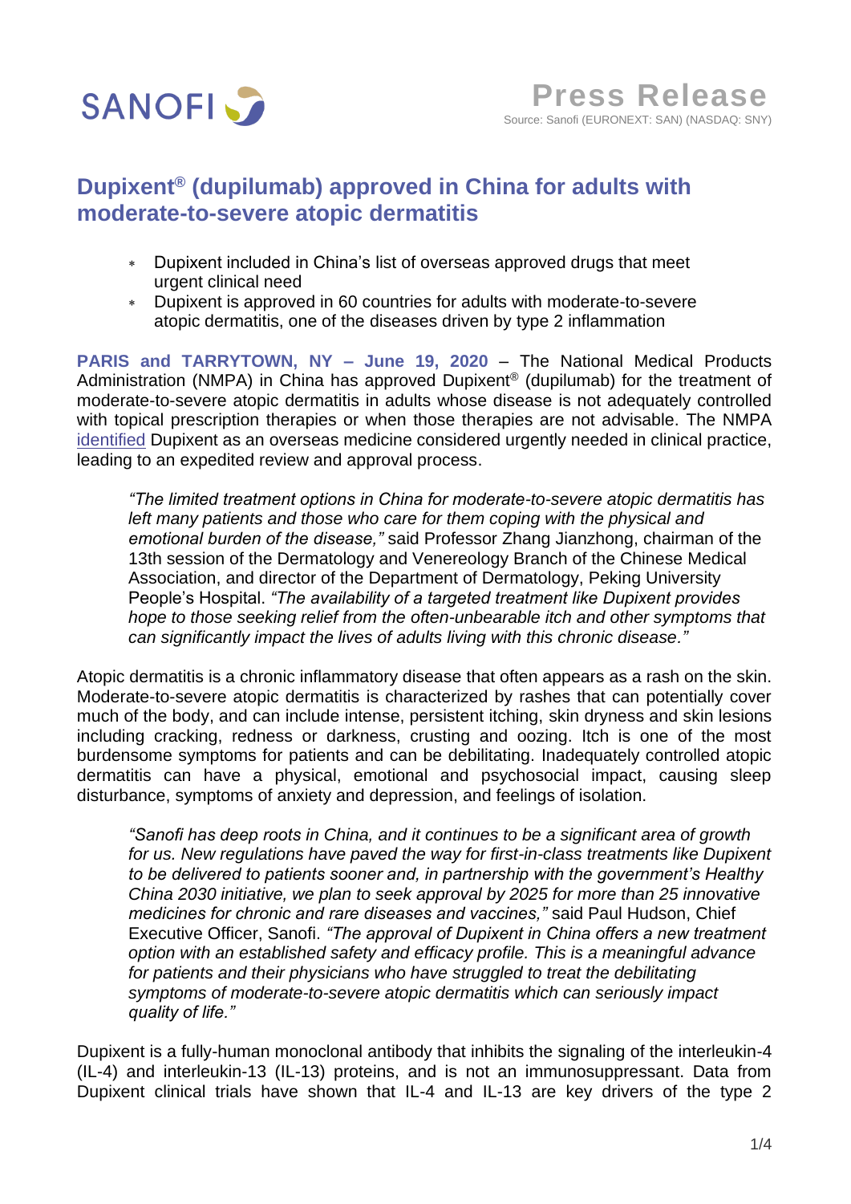SANOFI

**Press Release**
Source: Sanofi (EURONEXT: SAN) (NASDAQ: SNY)

# Dupixent® (dupilumab) approved in China for adults with moderate-to-severe atopic dermatitis

- Dupixent included in China's list of overseas approved drugs that meet urgent clinical need
- Dupixent is approved in 60 countries for adults with moderate-to-severe atopic dermatitis, one of the diseases driven by type 2 inflammation

**PARIS and TARRYTOWN, NY – June 19, 2020** – The National Medical Products Administration (NMPA) in China has approved Dupixent® (dupilumab) for the treatment of moderate-to-severe atopic dermatitis in adults whose disease is not adequately controlled with topical prescription therapies or when those therapies are not advisable. The NMPA identified Dupixent as an overseas medicine considered urgently needed in clinical practice, leading to an expedited review and approval process.

> *"The limited treatment options in China for moderate-to-severe atopic dermatitis has left many patients and those who care for them coping with the physical and emotional burden of the disease,"* said Professor Zhang Jianzhong, chairman of the 13th session of the Dermatology and Venereology Branch of the Chinese Medical Association, and director of the Department of Dermatology, Peking University People's Hospital. *"The availability of a targeted treatment like Dupixent provides hope to those seeking relief from the often-unbearable itch and other symptoms that can significantly impact the lives of adults living with this chronic disease."*

Atopic dermatitis is a chronic inflammatory disease that often appears as a rash on the skin. Moderate-to-severe atopic dermatitis is characterized by rashes that can potentially cover much of the body, and can include intense, persistent itching, skin dryness and skin lesions including cracking, redness or darkness, crusting and oozing. Itch is one of the most burdensome symptoms for patients and can be debilitating. Inadequately controlled atopic dermatitis can have a physical, emotional and psychosocial impact, causing sleep disturbance, symptoms of anxiety and depression, and feelings of isolation.

> *"Sanofi has deep roots in China, and it continues to be a significant area of growth for us. New regulations have paved the way for first-in-class treatments like Dupixent to be delivered to patients sooner and, in partnership with the government's Healthy China 2030 initiative, we plan to seek approval by 2025 for more than 25 innovative medicines for chronic and rare diseases and vaccines,"* said Paul Hudson, Chief Executive Officer, Sanofi. *"The approval of Dupixent in China offers a new treatment option with an established safety and efficacy profile. This is a meaningful advance for patients and their physicians who have struggled to treat the debilitating symptoms of moderate-to-severe atopic dermatitis which can seriously impact quality of life."*

Dupixent is a fully-human monoclonal antibody that inhibits the signaling of the interleukin-4 (IL-4) and interleukin-13 (IL-13) proteins, and is not an immunosuppressant. Data from Dupixent clinical trials have shown that IL-4 and IL-13 are key drivers of the type 2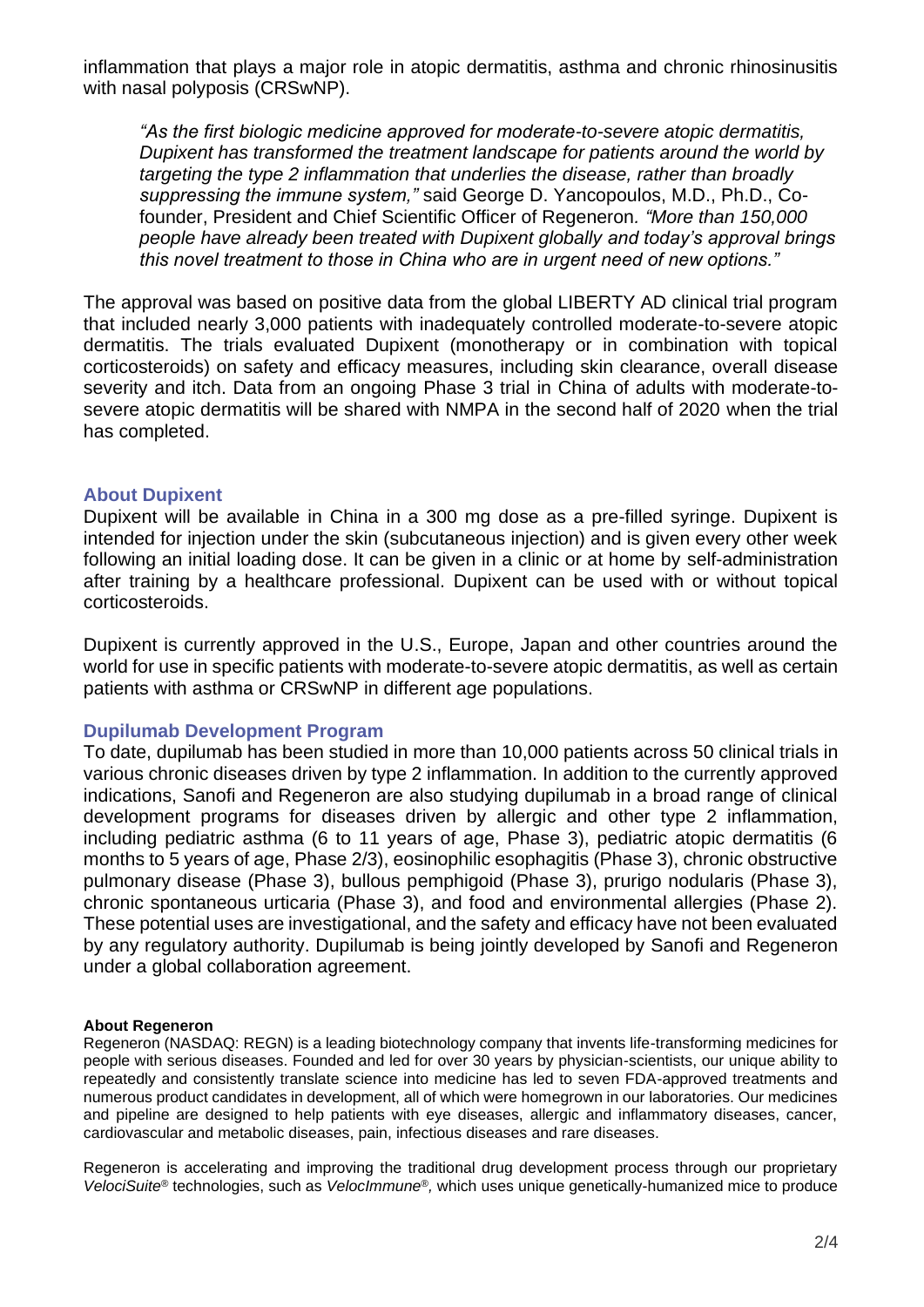inflammation that plays a major role in atopic dermatitis, asthma and chronic rhinosinusitis with nasal polyposis (CRSwNP).

> *"As the first biologic medicine approved for moderate-to-severe atopic dermatitis, Dupixent has transformed the treatment landscape for patients around the world by targeting the type 2 inflammation that underlies the disease, rather than broadly suppressing the immune system,"* said George D. Yancopoulos, M.D., Ph.D., Co-founder, President and Chief Scientific Officer of Regeneron. *"More than 150,000 people have already been treated with Dupixent globally and today's approval brings this novel treatment to those in China who are in urgent need of new options."*

The approval was based on positive data from the global LIBERTY AD clinical trial program that included nearly 3,000 patients with inadequately controlled moderate-to-severe atopic dermatitis. The trials evaluated Dupixent (monotherapy or in combination with topical corticosteroids) on safety and efficacy measures, including skin clearance, overall disease severity and itch. Data from an ongoing Phase 3 trial in China of adults with moderate-to-severe atopic dermatitis will be shared with NMPA in the second half of 2020 when the trial has completed.

## About Dupixent

Dupixent will be available in China in a 300 mg dose as a pre-filled syringe. Dupixent is intended for injection under the skin (subcutaneous injection) and is given every other week following an initial loading dose. It can be given in a clinic or at home by self-administration after training by a healthcare professional. Dupixent can be used with or without topical corticosteroids.

Dupixent is currently approved in the U.S., Europe, Japan and other countries around the world for use in specific patients with moderate-to-severe atopic dermatitis, as well as certain patients with asthma or CRSwNP in different age populations.

## Dupilumab Development Program

To date, dupilumab has been studied in more than 10,000 patients across 50 clinical trials in various chronic diseases driven by type 2 inflammation. In addition to the currently approved indications, Sanofi and Regeneron are also studying dupilumab in a broad range of clinical development programs for diseases driven by allergic and other type 2 inflammation, including pediatric asthma (6 to 11 years of age, Phase 3), pediatric atopic dermatitis (6 months to 5 years of age, Phase 2/3), eosinophilic esophagitis (Phase 3), chronic obstructive pulmonary disease (Phase 3), bullous pemphigoid (Phase 3), prurigo nodularis (Phase 3), chronic spontaneous urticaria (Phase 3), and food and environmental allergies (Phase 2). These potential uses are investigational, and the safety and efficacy have not been evaluated by any regulatory authority. Dupilumab is being jointly developed by Sanofi and Regeneron under a global collaboration agreement.

**About Regeneron**

Regeneron (NASDAQ: REGN) is a leading biotechnology company that invents life-transforming medicines for people with serious diseases. Founded and led for over 30 years by physician-scientists, our unique ability to repeatedly and consistently translate science into medicine has led to seven FDA-approved treatments and numerous product candidates in development, all of which were homegrown in our laboratories. Our medicines and pipeline are designed to help patients with eye diseases, allergic and inflammatory diseases, cancer, cardiovascular and metabolic diseases, pain, infectious diseases and rare diseases.

Regeneron is accelerating and improving the traditional drug development process through our proprietary *VelociSuite®* technologies, such as *VelocImmune®*, which uses unique genetically-humanized mice to produce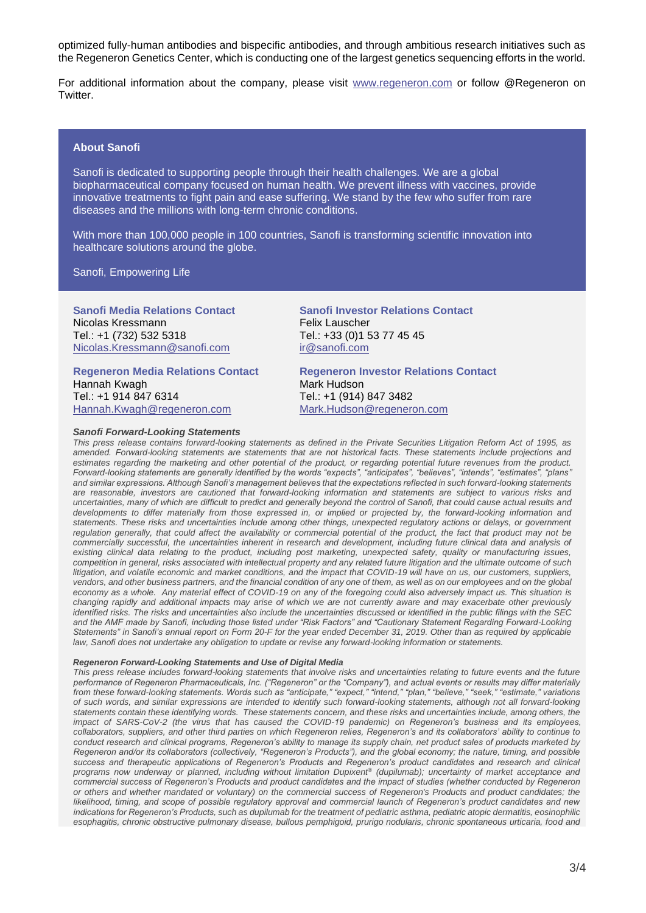optimized fully-human antibodies and bispecific antibodies, and through ambitious research initiatives such as the Regeneron Genetics Center, which is conducting one of the largest genetics sequencing efforts in the world.

For additional information about the company, please visit www.regeneron.com or follow @Regeneron on Twitter.

**About Sanofi**

Sanofi is dedicated to supporting people through their health challenges. We are a global biopharmaceutical company focused on human health. We prevent illness with vaccines, provide innovative treatments to fight pain and ease suffering. We stand by the few who suffer from rare diseases and the millions with long-term chronic conditions.

With more than 100,000 people in 100 countries, Sanofi is transforming scientific innovation into healthcare solutions around the globe.

Sanofi, Empowering Life

**Sanofi Media Relations Contact**
Nicolas Kressmann
Tel.: +1 (732) 532 5318
Nicolas.Kressmann@sanofi.com

**Sanofi Investor Relations Contact**
Felix Lauscher
Tel.: +33 (0)1 53 77 45 45
ir@sanofi.com

**Regeneron Media Relations Contact**
Hannah Kwagh
Tel.: +1 914 847 6314
Hannah.Kwagh@regeneron.com

**Regeneron Investor Relations Contact**
Mark Hudson
Tel.: +1 (914) 847 3482
Mark.Hudson@regeneron.com

***Sanofi Forward-Looking Statements***

*This press release contains forward-looking statements as defined in the Private Securities Litigation Reform Act of 1995, as amended. Forward-looking statements are statements that are not historical facts. These statements include projections and estimates regarding the marketing and other potential of the product, or regarding potential future revenues from the product. Forward-looking statements are generally identified by the words "expects", "anticipates", "believes", "intends", "estimates", "plans" and similar expressions. Although Sanofi's management believes that the expectations reflected in such forward-looking statements are reasonable, investors are cautioned that forward-looking information and statements are subject to various risks and uncertainties, many of which are difficult to predict and generally beyond the control of Sanofi, that could cause actual results and developments to differ materially from those expressed in, or implied or projected by, the forward-looking information and statements. These risks and uncertainties include among other things, unexpected regulatory actions or delays, or government regulation generally, that could affect the availability or commercial potential of the product, the fact that product may not be commercially successful, the uncertainties inherent in research and development, including future clinical data and analysis of existing clinical data relating to the product, including post marketing, unexpected safety, quality or manufacturing issues, competition in general, risks associated with intellectual property and any related future litigation and the ultimate outcome of such litigation, and volatile economic and market conditions, and the impact that COVID-19 will have on us, our customers, suppliers, vendors, and other business partners, and the financial condition of any one of them, as well as on our employees and on the global economy as a whole. Any material effect of COVID-19 on any of the foregoing could also adversely impact us. This situation is changing rapidly and additional impacts may arise of which we are not currently aware and may exacerbate other previously identified risks. The risks and uncertainties also include the uncertainties discussed or identified in the public filings with the SEC and the AMF made by Sanofi, including those listed under "Risk Factors" and "Cautionary Statement Regarding Forward-Looking Statements" in Sanofi's annual report on Form 20-F for the year ended December 31, 2019. Other than as required by applicable law, Sanofi does not undertake any obligation to update or revise any forward-looking information or statements.*

***Regeneron Forward-Looking Statements and Use of Digital Media***

*This press release includes forward-looking statements that involve risks and uncertainties relating to future events and the future performance of Regeneron Pharmaceuticals, Inc. ("Regeneron" or the "Company"), and actual events or results may differ materially from these forward-looking statements. Words such as "anticipate," "expect," "intend," "plan," "believe," "seek," "estimate," variations of such words, and similar expressions are intended to identify such forward-looking statements, although not all forward-looking statements contain these identifying words. These statements concern, and these risks and uncertainties include, among others, the impact of SARS-CoV-2 (the virus that has caused the COVID-19 pandemic) on Regeneron's business and its employees, collaborators, suppliers, and other third parties on which Regeneron relies, Regeneron's and its collaborators' ability to continue to conduct research and clinical programs, Regeneron's ability to manage its supply chain, net product sales of products marketed by Regeneron and/or its collaborators (collectively, "Regeneron's Products"), and the global economy; the nature, timing, and possible success and therapeutic applications of Regeneron's Products and Regeneron's product candidates and research and clinical programs now underway or planned, including without limitation Dupixent® (dupilumab); uncertainty of market acceptance and commercial success of Regeneron's Products and product candidates and the impact of studies (whether conducted by Regeneron or others and whether mandated or voluntary) on the commercial success of Regeneron's Products and product candidates; the likelihood, timing, and scope of possible regulatory approval and commercial launch of Regeneron's product candidates and new indications for Regeneron's Products, such as dupilumab for the treatment of pediatric asthma, pediatric atopic dermatitis, eosinophilic esophagitis, chronic obstructive pulmonary disease, bullous pemphigoid, prurigo nodularis, chronic spontaneous urticaria, food and*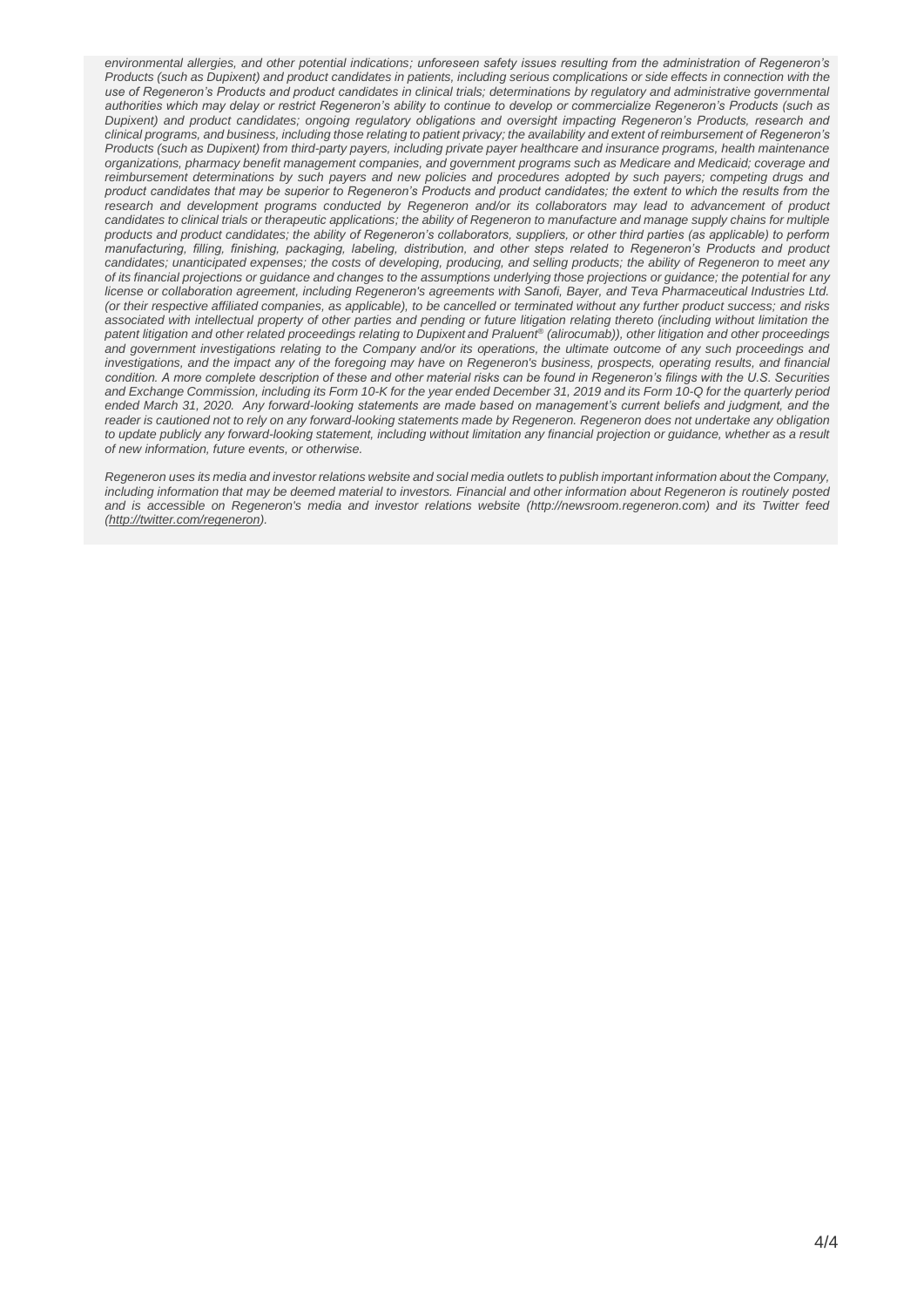*environmental allergies, and other potential indications; unforeseen safety issues resulting from the administration of Regeneron's Products (such as Dupixent) and product candidates in patients, including serious complications or side effects in connection with the use of Regeneron's Products and product candidates in clinical trials; determinations by regulatory and administrative governmental authorities which may delay or restrict Regeneron's ability to continue to develop or commercialize Regeneron's Products (such as Dupixent) and product candidates; ongoing regulatory obligations and oversight impacting Regeneron's Products, research and clinical programs, and business, including those relating to patient privacy; the availability and extent of reimbursement of Regeneron's Products (such as Dupixent) from third-party payers, including private payer healthcare and insurance programs, health maintenance organizations, pharmacy benefit management companies, and government programs such as Medicare and Medicaid; coverage and reimbursement determinations by such payers and new policies and procedures adopted by such payers; competing drugs and product candidates that may be superior to Regeneron's Products and product candidates; the extent to which the results from the research and development programs conducted by Regeneron and/or its collaborators may lead to advancement of product candidates to clinical trials or therapeutic applications; the ability of Regeneron to manufacture and manage supply chains for multiple products and product candidates; the ability of Regeneron's collaborators, suppliers, or other third parties (as applicable) to perform manufacturing, filling, finishing, packaging, labeling, distribution, and other steps related to Regeneron's Products and product candidates; unanticipated expenses; the costs of developing, producing, and selling products; the ability of Regeneron to meet any of its financial projections or guidance and changes to the assumptions underlying those projections or guidance; the potential for any license or collaboration agreement, including Regeneron's agreements with Sanofi, Bayer, and Teva Pharmaceutical Industries Ltd. (or their respective affiliated companies, as applicable), to be cancelled or terminated without any further product success; and risks associated with intellectual property of other parties and pending or future litigation relating thereto (including without limitation the patent litigation and other related proceedings relating to Dupixent and Praluent® (alirocumab)), other litigation and other proceedings and government investigations relating to the Company and/or its operations, the ultimate outcome of any such proceedings and investigations, and the impact any of the foregoing may have on Regeneron's business, prospects, operating results, and financial condition. A more complete description of these and other material risks can be found in Regeneron's filings with the U.S. Securities and Exchange Commission, including its Form 10-K for the year ended December 31, 2019 and its Form 10-Q for the quarterly period ended March 31, 2020. Any forward-looking statements are made based on management's current beliefs and judgment, and the reader is cautioned not to rely on any forward-looking statements made by Regeneron. Regeneron does not undertake any obligation to update publicly any forward-looking statement, including without limitation any financial projection or guidance, whether as a result of new information, future events, or otherwise.*

*Regeneron uses its media and investor relations website and social media outlets to publish important information about the Company, including information that may be deemed material to investors. Financial and other information about Regeneron is routinely posted and is accessible on Regeneron's media and investor relations website (http://newsroom.regeneron.com) and its Twitter feed (http://twitter.com/regeneron).*